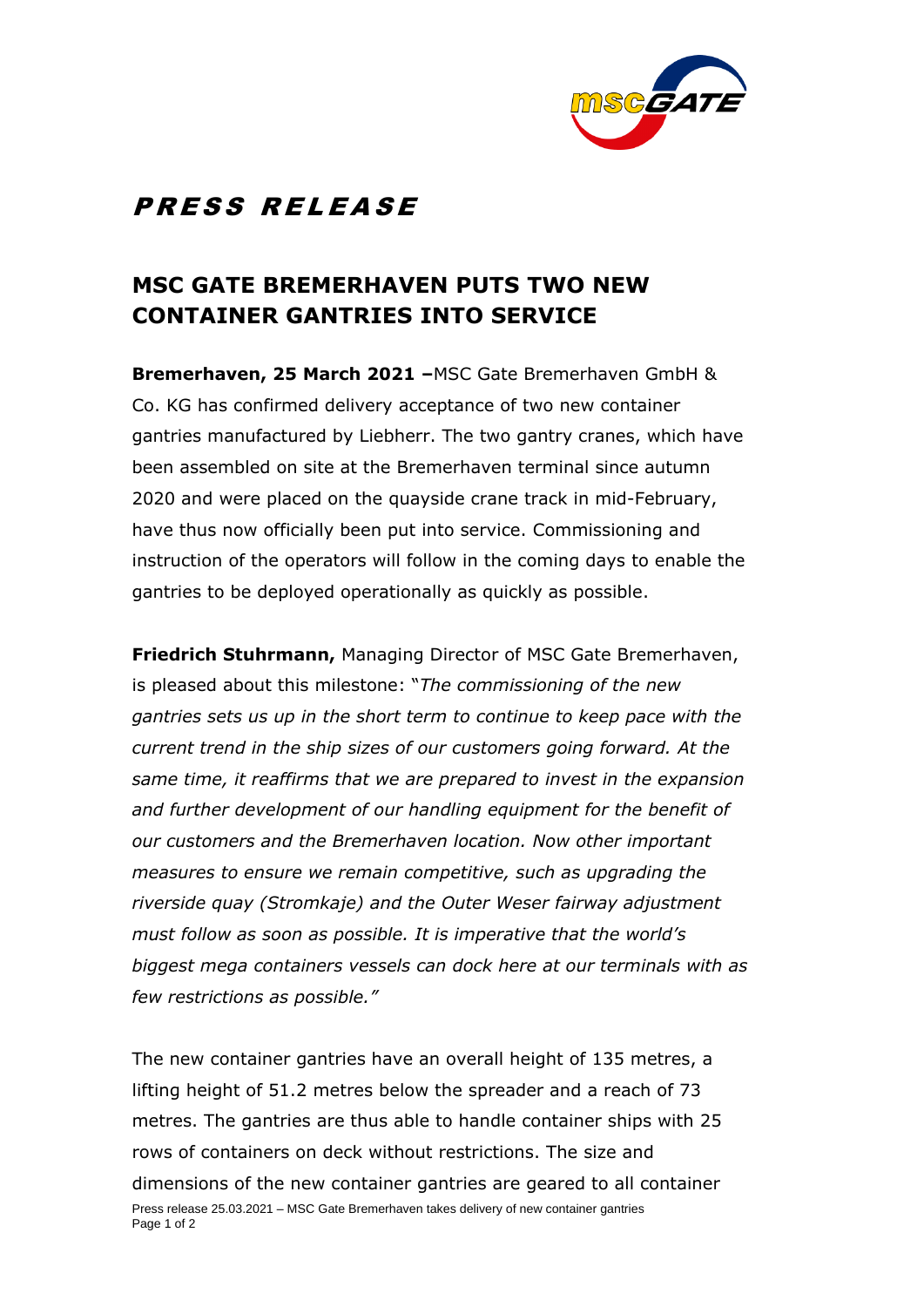# PRESS RELEASE

## MSC GATE BREMERHAVEN PUTS TWO NEW CONTAINER GANTRIES INTO SERVICE

**Bremerhaven, 25 March 2021 –**MSC Gate Bremerhaven GmbH & Co. KG has confirmed delivery acceptance of two new container gantries manufactured by Liebherr. The two gantry cranes, which have been assembled on site at the Bremerhaven terminal since autumn 2020 and were placed on the quayside crane track in mid-February, have thus now officially been put into service. Commissioning and instruction of the operators will follow in the coming days to enable the gantries to be deployed operationally as quickly as possible.

**Friedrich Stuhrmann,** Managing Director of MSC Gate Bremerhaven, is pleased about this milestone: "*The commissioning of the new gantries sets us up in the short term to continue to keep pace with the current trend in the ship sizes of our customers going forward. At the same time, it reaffirms that we are prepared to invest in the expansion and further development of our handling equipment for the benefit of our customers and the Bremerhaven location. Now other important measures to ensure we remain competitive, such as upgrading the riverside quay (Stromkaje) and the Outer Weser fairway adjustment must follow as soon as possible. It is imperative that the world's biggest mega containers vessels can dock here at our terminals with as few restrictions as possible."*

The new container gantries have an overall height of 135 metres, a lifting height of 51.2 metres below the spreader and a reach of 73 metres. The gantries are thus able to handle container ships with 25 rows of containers on deck without restrictions. The size and dimensions of the new container gantries are geared to all container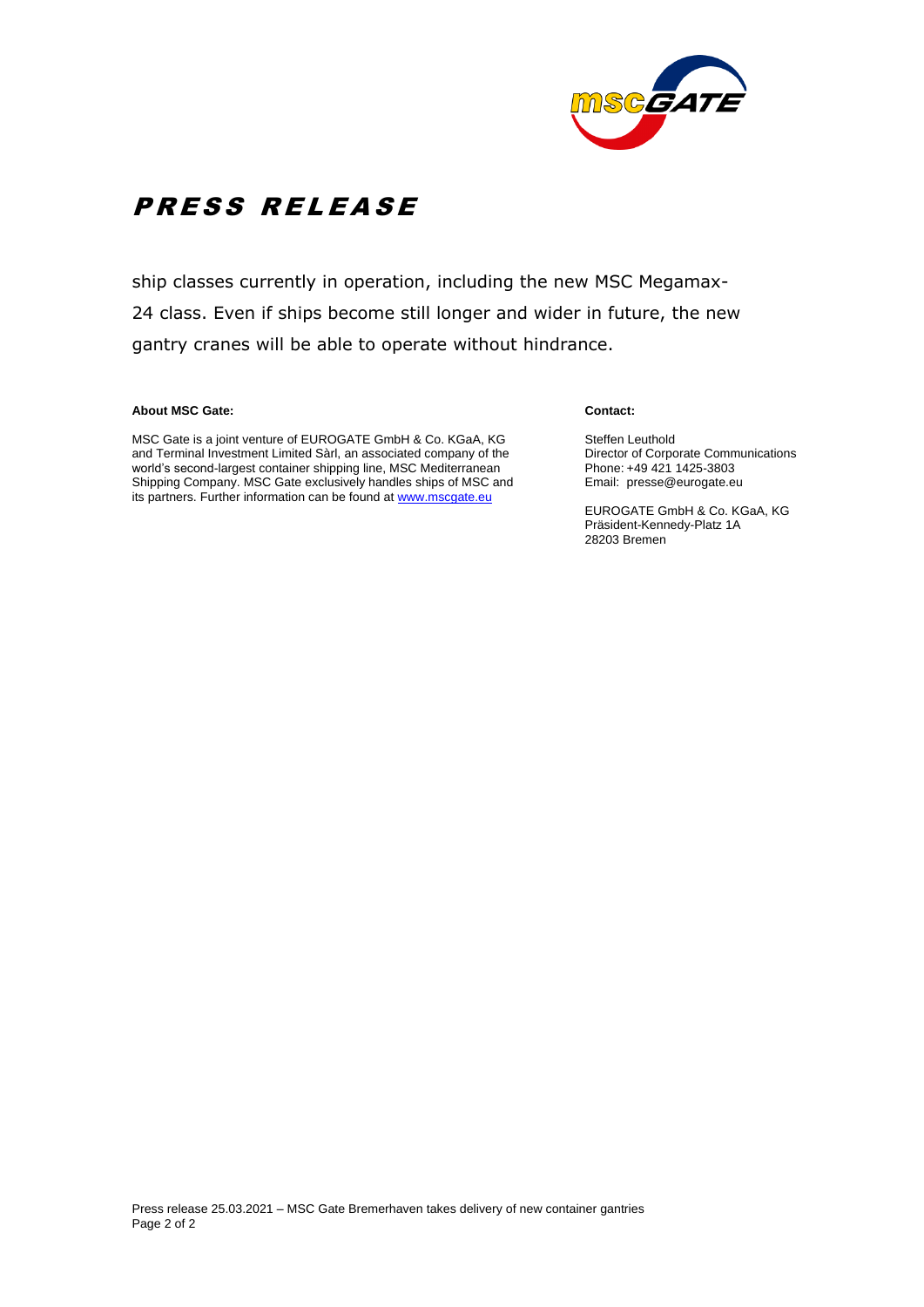# PRESS RELEASE

ship classes currently in operation, including the new MSC Megamax-24 class. Even if ships become still longer and wider in future, the new gantry cranes will be able to operate without hindrance.

**About MSC Gate:**

MSC Gate is a joint venture of EUROGATE GmbH & Co. KGaA, KG and Terminal Investment Limited Sàrl, an associated company of the world's second-largest container shipping line, MSC Mediterranean Shipping Company. MSC Gate exclusively handles ships of MSC and its partners. Further information can be found at www.mscgate.eu

**Contact:**

Steffen Leuthold
Director of Corporate Communications
Phone: +49 421 1425-3803
Email: presse@eurogate.eu

EUROGATE GmbH & Co. KGaA, KG
Präsident-Kennedy-Platz 1A
28203 Bremen

Press release 25.03.2021 – MSC Gate Bremerhaven takes delivery of new container gantries